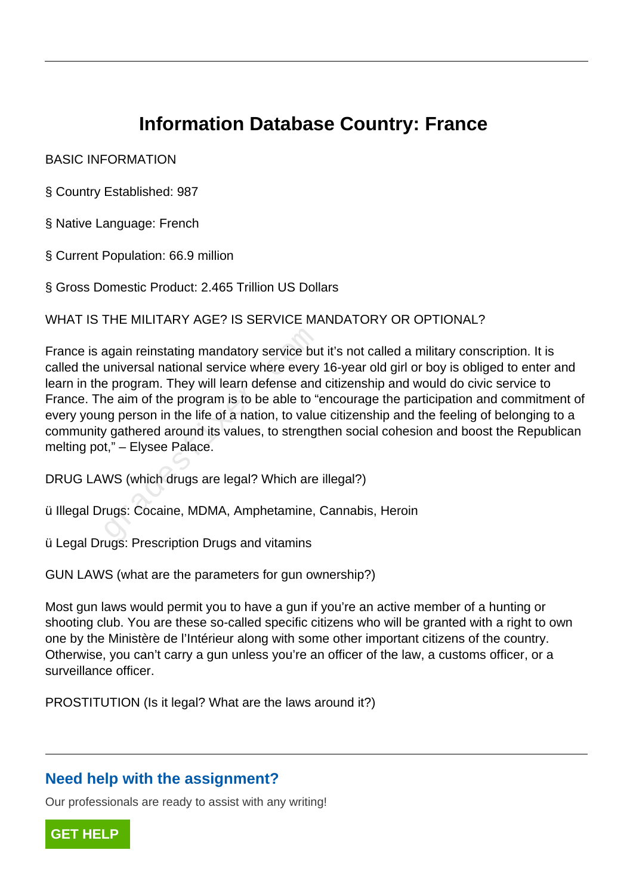# Information Database Country: France

BASIC INFORMATION

§ Country Established: 987

§ Native Language: French

§ Current Population: 66.9 million

§ Gross Domestic Product: 2.465 Trillion US Dollars

WHAT IS THE MILITARY AGE? IS SERVICE MANDATORY OR OPTIONAL?

France is again reinstating mandatory service but it's not called a military conscription. It is called the universal national service where every 16-year old girl or boy is obliged to enter and learn in the program. They will learn defense and citizenship and would do civic service to France. The aim of the program is to be able to "encourage the participation and commitment of every young person in the life of a nation, to value citizenship and the feeling of belonging to a community gathered around its values, to strengthen social cohesion and boost the Republican melting pot," – Elysee Palace.

DRUG LAWS (which drugs are legal? Which are illegal?)

ü Illegal Drugs: Cocaine, MDMA, Amphetamine, Cannabis, Heroin

ü Legal Drugs: Prescription Drugs and vitamins

GUN LAWS (what are the parameters for gun ownership?)

Most gun laws would permit you to have a gun if you're an active member of a hunting or shooting club. You are these so-called specific citizens who will be granted with a right to own one by the Ministère de l'Intérieur along with some other important citizens of the country. Otherwise, you can't carry a gun unless you're an officer of the law, a customs officer, or a surveillance officer.

PROSTITUTION (Is it legal? What are the laws around it?)

## Need help with the assignment?

Our professionals are ready to assist with any writing!

GET HELP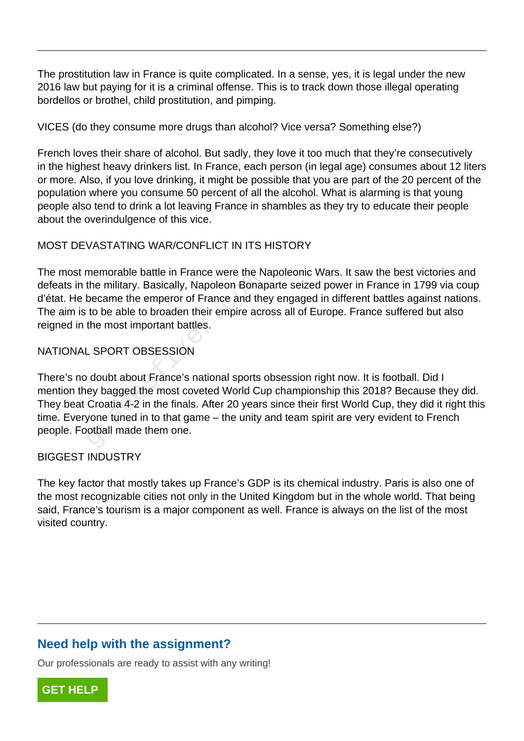The prostitution law in France is quite complicated. In a sense, yes, it is legal under the new 2016 law but paying for it is a criminal offense. This is to track down those illegal operating bordellos or brothel, child prostitution, and pimping.

VICES (do they consume more drugs than alcohol? Vice versa? Something else?)

French loves their share of alcohol. But sadly, they love it too much that they're consecutively in the highest heavy drinkers list. In France, each person (in legal age) consumes about 12 liters or more. Also, if you love drinking, it might be possible that you are part of the 20 percent of the population where you consume 50 percent of all the alcohol. What is alarming is that young people also tend to drink a lot leaving France in shambles as they try to educate their people about the overindulgence of this vice.

MOST DEVASTATING WAR/CONFLICT IN ITS HISTORY

The most memorable battle in France were the Napoleonic Wars. It saw the best victories and defeats in the military. Basically, Napoleon Bonaparte seized power in France in 1799 via coup d'état. He became the emperor of France and they engaged in different battles against nations. The aim is to be able to broaden their empire across all of Europe. France suffered but also reigned in the most important battles.

NATIONAL SPORT OBSESSION

There's no doubt about France's national sports obsession right now. It is football. Did I mention they bagged the most coveted World Cup championship this 2018? Because they did. They beat Croatia 4-2 in the finals. After 20 years since their first World Cup, they did it right this time. Everyone tuned in to that game – the unity and team spirit are very evident to French people. Football made them one.

BIGGEST INDUSTRY

The key factor that mostly takes up France's GDP is its chemical industry. Paris is also one of the most recognizable cities not only in the United Kingdom but in the whole world. That being said, France's tourism is a major component as well. France is always on the list of the most visited country.

## Need help with the assignment?

Our professionals are ready to assist with any writing!

GET HELP